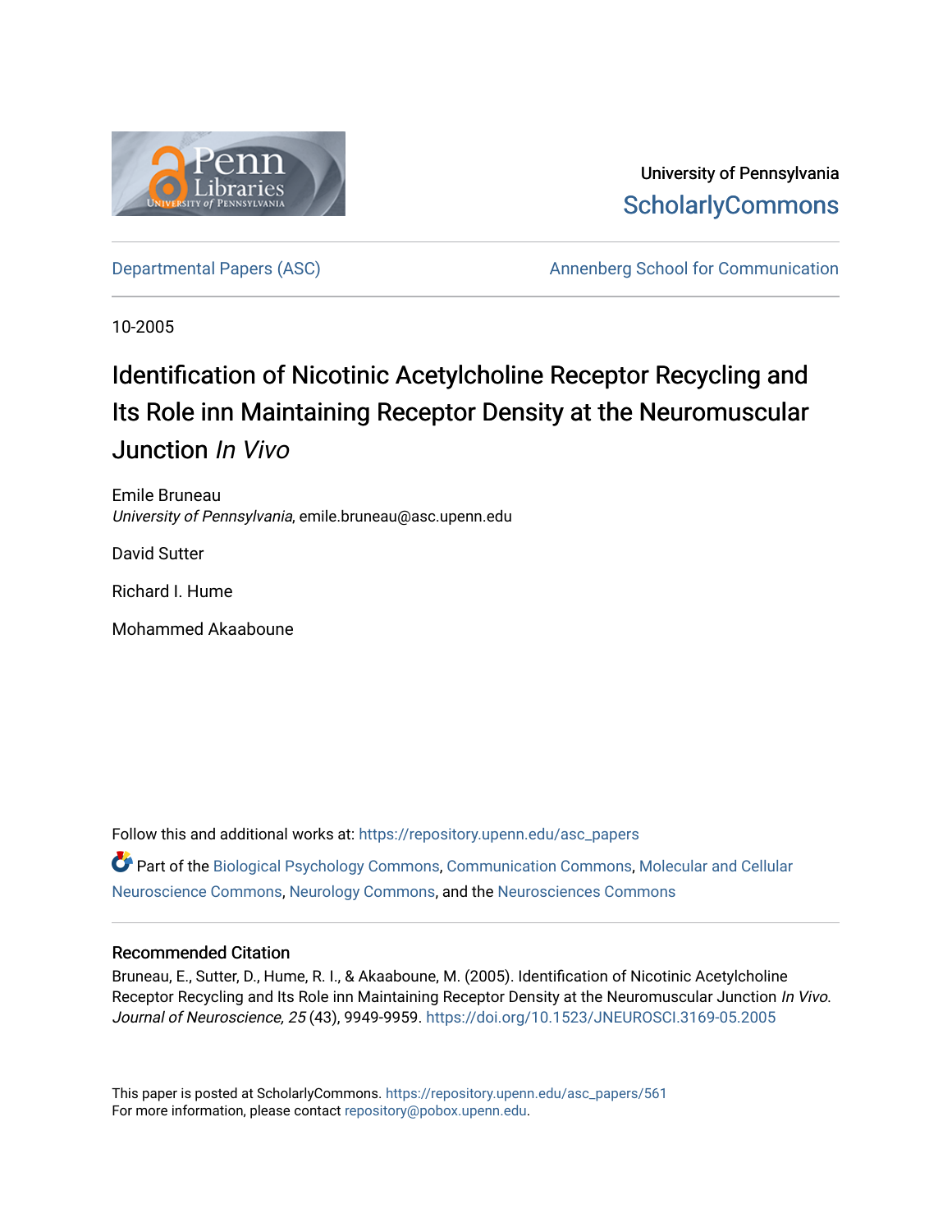University of Pennsylvania
ScholarlyCommons

Departmental Papers (ASC)

Annenberg School for Communication

10-2005

# Identification of Nicotinic Acetylcholine Receptor Recycling and Its Role inn Maintaining Receptor Density at the Neuromuscular Junction *In Vivo*

Emile Bruneau
*University of Pennsylvania*, emile.bruneau@asc.upenn.edu

David Sutter

Richard I. Hume

Mohammed Akaaboune

Follow this and additional works at: https://repository.upenn.edu/asc_papers

Part of the Biological Psychology Commons, Communication Commons, Molecular and Cellular Neuroscience Commons, Neurology Commons, and the Neurosciences Commons

## Recommended Citation

Bruneau, E., Sutter, D., Hume, R. I., & Akaaboune, M. (2005). Identification of Nicotinic Acetylcholine Receptor Recycling and Its Role inn Maintaining Receptor Density at the Neuromuscular Junction *In Vivo*. *Journal of Neuroscience, 25* (43), 9949-9959. https://doi.org/10.1523/JNEUROSCI.3169-05.2005

This paper is posted at ScholarlyCommons. https://repository.upenn.edu/asc_papers/561
For more information, please contact repository@pobox.upenn.edu.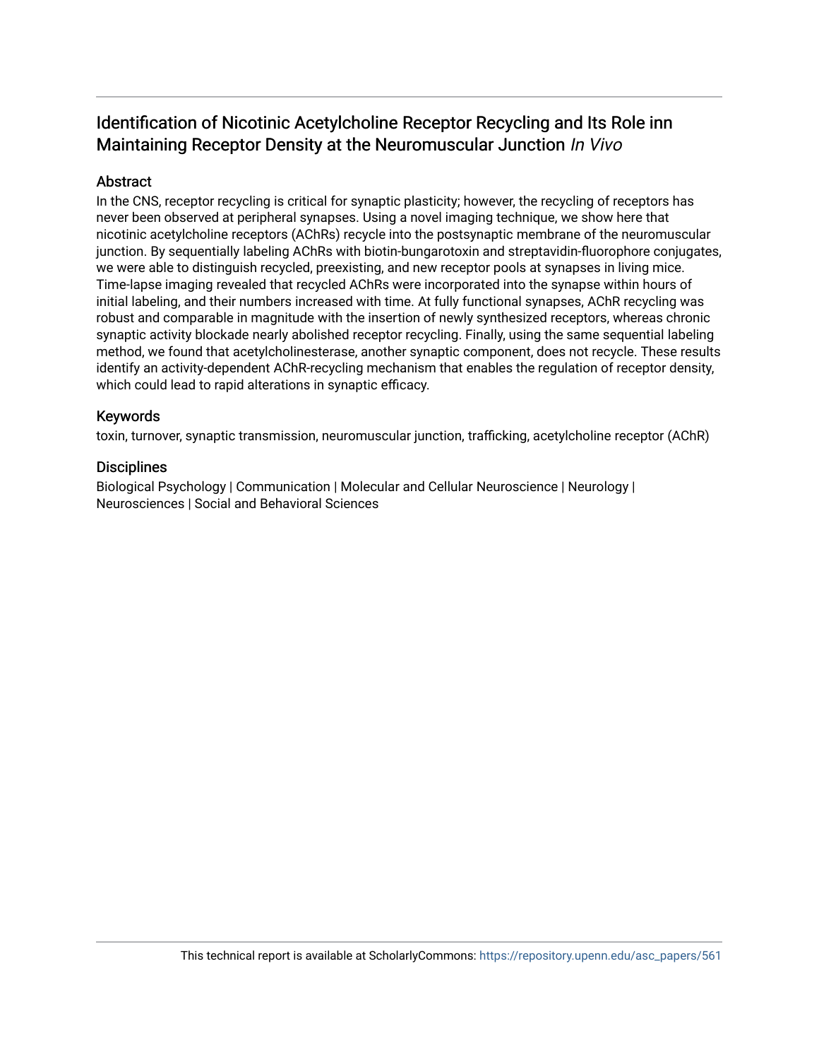# Identification of Nicotinic Acetylcholine Receptor Recycling and Its Role inn Maintaining Receptor Density at the Neuromuscular Junction *In Vivo*

## Abstract

In the CNS, receptor recycling is critical for synaptic plasticity; however, the recycling of receptors has never been observed at peripheral synapses. Using a novel imaging technique, we show here that nicotinic acetylcholine receptors (AChRs) recycle into the postsynaptic membrane of the neuromuscular junction. By sequentially labeling AChRs with biotin-bungarotoxin and streptavidin-fluorophore conjugates, we were able to distinguish recycled, preexisting, and new receptor pools at synapses in living mice. Time-lapse imaging revealed that recycled AChRs were incorporated into the synapse within hours of initial labeling, and their numbers increased with time. At fully functional synapses, AChR recycling was robust and comparable in magnitude with the insertion of newly synthesized receptors, whereas chronic synaptic activity blockade nearly abolished receptor recycling. Finally, using the same sequential labeling method, we found that acetylcholinesterase, another synaptic component, does not recycle. These results identify an activity-dependent AChR-recycling mechanism that enables the regulation of receptor density, which could lead to rapid alterations in synaptic efficacy.

## Keywords

toxin, turnover, synaptic transmission, neuromuscular junction, trafficking, acetylcholine receptor (AChR)

## Disciplines

Biological Psychology | Communication | Molecular and Cellular Neuroscience | Neurology | Neurosciences | Social and Behavioral Sciences

This technical report is available at ScholarlyCommons: https://repository.upenn.edu/asc_papers/561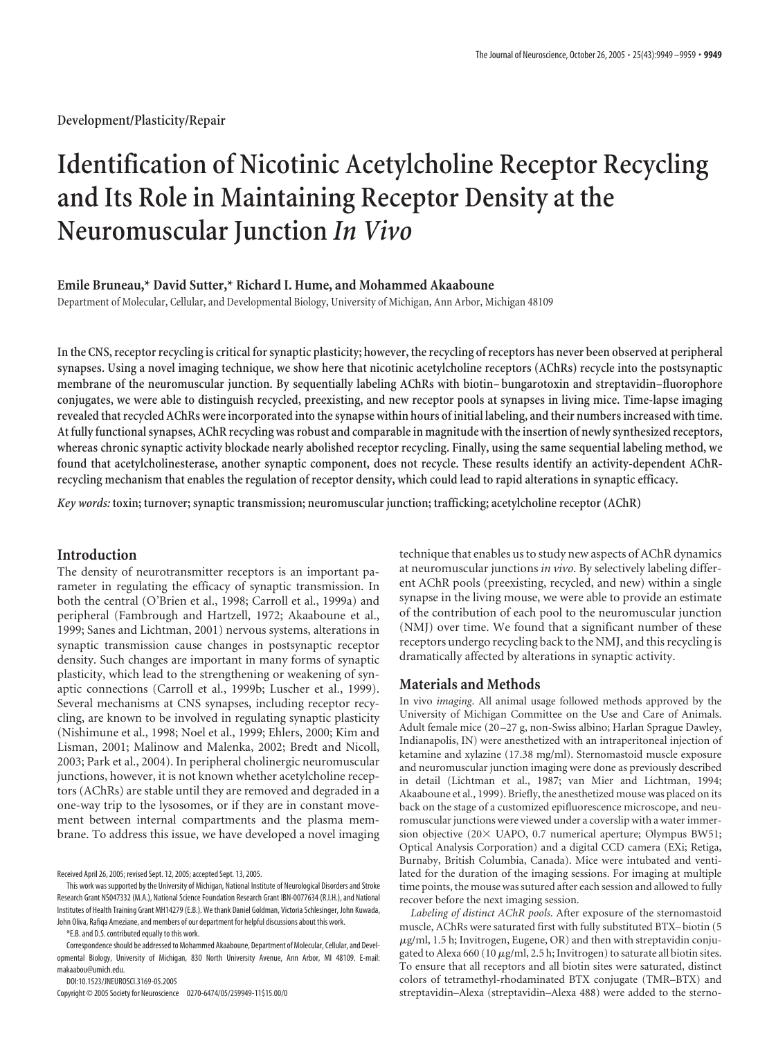Development/Plasticity/Repair

# Identification of Nicotinic Acetylcholine Receptor Recycling and Its Role in Maintaining Receptor Density at the Neuromuscular Junction *In Vivo*

**Emile Bruneau,* David Sutter,* Richard I. Hume, and Mohammed Akaaboune**

Department of Molecular, Cellular, and Developmental Biology, University of Michigan, Ann Arbor, Michigan 48109

**In the CNS, receptor recycling is critical for synaptic plasticity; however, the recycling of receptors has never been observed at peripheral synapses. Using a novel imaging technique, we show here that nicotinic acetylcholine receptors (AChRs) recycle into the postsynaptic membrane of the neuromuscular junction. By sequentially labeling AChRs with biotin–bungarotoxin and streptavidin–fluorophore conjugates, we were able to distinguish recycled, preexisting, and new receptor pools at synapses in living mice. Time-lapse imaging revealed that recycled AChRs were incorporated into the synapse within hours of initial labeling, and their numbers increased with time. At fully functional synapses, AChR recycling was robust and comparable in magnitude with the insertion of newly synthesized receptors, whereas chronic synaptic activity blockade nearly abolished receptor recycling. Finally, using the same sequential labeling method, we found that acetylcholinesterase, another synaptic component, does not recycle. These results identify an activity-dependent AChR-recycling mechanism that enables the regulation of receptor density, which could lead to rapid alterations in synaptic efficacy.**

***Key words:*** **toxin; turnover; synaptic transmission; neuromuscular junction; trafficking; acetylcholine receptor (AChR)**

## Introduction

The density of neurotransmitter receptors is an important parameter in regulating the efficacy of synaptic transmission. In both the central (O'Brien et al., 1998; Carroll et al., 1999a) and peripheral (Fambrough and Hartzell, 1972; Akaaboune et al., 1999; Sanes and Lichtman, 2001) nervous systems, alterations in synaptic transmission cause changes in postsynaptic receptor density. Such changes are important in many forms of synaptic plasticity, which lead to the strengthening or weakening of synaptic connections (Carroll et al., 1999b; Luscher et al., 1999). Several mechanisms at CNS synapses, including receptor recycling, are known to be involved in regulating synaptic plasticity (Nishimune et al., 1998; Noel et al., 1999; Ehlers, 2000; Kim and Lisman, 2001; Malinow and Malenka, 2002; Bredt and Nicoll, 2003; Park et al., 2004). In peripheral cholinergic neuromuscular junctions, however, it is not known whether acetylcholine receptors (AChRs) are stable until they are removed and degraded in a one-way trip to the lysosomes, or if they are in constant movement between internal compartments and the plasma membrane. To address this issue, we have developed a novel imaging technique that enables us to study new aspects of AChR dynamics at neuromuscular junctions *in vivo*. By selectively labeling different AChR pools (preexisting, recycled, and new) within a single synapse in the living mouse, we were able to provide an estimate of the contribution of each pool to the neuromuscular junction (NMJ) over time. We found that a significant number of these receptors undergo recycling back to the NMJ, and this recycling is dramatically affected by alterations in synaptic activity.

## Materials and Methods

*In vivo imaging.* All animal usage followed methods approved by the University of Michigan Committee on the Use and Care of Animals. Adult female mice (20–27 g, non-Swiss albino; Harlan Sprague Dawley, Indianapolis, IN) were anesthetized with an intraperitoneal injection of ketamine and xylazine (17.38 mg/ml). Sternomastoid muscle exposure and neuromuscular junction imaging were done as previously described in detail (Lichtman et al., 1987; van Mier and Lichtman, 1994; Akaaboune et al., 1999). Briefly, the anesthetized mouse was placed on its back on the stage of a customized epifluorescence microscope, and neuromuscular junctions were viewed under a coverslip with a water immersion objective (20× UAPO, 0.7 numerical aperture; Olympus BW51; Optical Analysis Corporation) and a digital CCD camera (EXi; Retiga, Burnaby, British Columbia, Canada). Mice were intubated and ventilated for the duration of the imaging sessions. For imaging at multiple time points, the mouse was sutured after each session and allowed to fully recover before the next imaging session.

*Labeling of distinct AChR pools.* After exposure of the sternomastoid muscle, AChRs were saturated first with fully substituted BTX–biotin (5 μg/ml, 1.5 h; Invitrogen, Eugene, OR) and then with streptavidin conjugated to Alexa 660 (10 μg/ml, 2.5 h; Invitrogen) to saturate all biotin sites. To ensure that all receptors and all biotin sites were saturated, distinct colors of tetramethyl-rhodaminated BTX conjugate (TMR–BTX) and streptavidin–Alexa (streptavidin–Alexa 488) were added to the sterno-

Received April 26, 2005; revised Sept. 12, 2005; accepted Sept. 13, 2005.

This work was supported by the University of Michigan, National Institute of Neurological Disorders and Stroke Research Grant NS047332 (M.A.), National Science Foundation Research Grant IBN-0077634 (R.I.H.), and National Institutes of Health Training Grant MH14279 (E.B.). We thank Daniel Goldman, Victoria Schlesinger, John Kuwada, John Oliva, Rafiqa Ameziane, and members of our department for helpful discussions about this work.

*E.B. and D.S. contributed equally to this work.

Correspondence should be addressed to Mohammed Akaaboune, Department of Molecular, Cellular, and Developmental Biology, University of Michigan, 830 North University Avenue, Ann Arbor, MI 48109. E-mail: makaabou@umich.edu.

DOI:10.1523/JNEUROSCI.3169-05.2005

Copyright © 2005 Society for Neuroscience 0270-6474/05/259949-11$15.00/0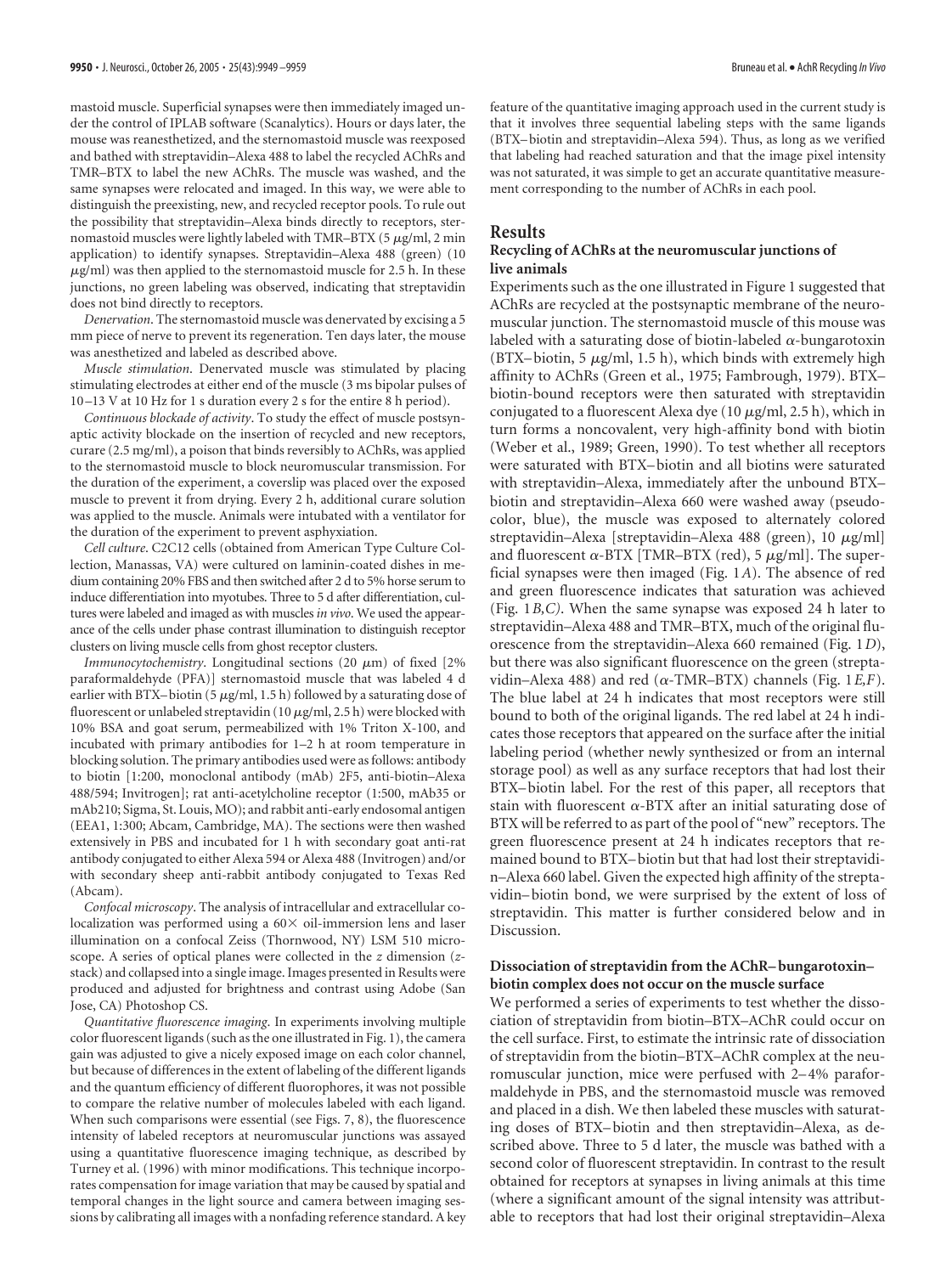mastoid muscle. Superficial synapses were then immediately imaged under the control of IPLAB software (Scanalytics). Hours or days later, the mouse was reanesthetized, and the sternomastoid muscle was reexposed and bathed with streptavidin–Alexa 488 to label the recycled AChRs and TMR–BTX to label the new AChRs. The muscle was washed, and the same synapses were relocated and imaged. In this way, we were able to distinguish the preexisting, new, and recycled receptor pools. To rule out the possibility that streptavidin–Alexa binds directly to receptors, sternomastoid muscles were lightly labeled with TMR–BTX (5 μg/ml, 2 min application) to identify synapses. Streptavidin–Alexa 488 (green) (10 μg/ml) was then applied to the sternomastoid muscle for 2.5 h. In these junctions, no green labeling was observed, indicating that streptavidin does not bind directly to receptors.

*Denervation*. The sternomastoid muscle was denervated by excising a 5 mm piece of nerve to prevent its regeneration. Ten days later, the mouse was anesthetized and labeled as described above.

*Muscle stimulation*. Denervated muscle was stimulated by placing stimulating electrodes at either end of the muscle (3 ms bipolar pulses of 10–13 V at 10 Hz for 1 s duration every 2 s for the entire 8 h period).

*Continuous blockade of activity*. To study the effect of muscle postsynaptic activity blockade on the insertion of recycled and new receptors, curare (2.5 mg/ml), a poison that binds reversibly to AChRs, was applied to the sternomastoid muscle to block neuromuscular transmission. For the duration of the experiment, a coverslip was placed over the exposed muscle to prevent it from drying. Every 2 h, additional curare solution was applied to the muscle. Animals were intubated with a ventilator for the duration of the experiment to prevent asphyxiation.

*Cell culture*. C2C12 cells (obtained from American Type Culture Collection, Manassas, VA) were cultured on laminin-coated dishes in medium containing 20% FBS and then switched after 2 d to 5% horse serum to induce differentiation into myotubes. Three to 5 d after differentiation, cultures were labeled and imaged as with muscles *in vivo*. We used the appearance of the cells under phase contrast illumination to distinguish receptor clusters on living muscle cells from ghost receptor clusters.

*Immunocytochemistry*. Longitudinal sections (20 μm) of fixed [2% paraformaldehyde (PFA)] sternomastoid muscle that was labeled 4 d earlier with BTX–biotin (5 μg/ml, 1.5 h) followed by a saturating dose of fluorescent or unlabeled streptavidin (10 μg/ml, 2.5 h) were blocked with 10% BSA and goat serum, permeabilized with 1% Triton X-100, and incubated with primary antibodies for 1–2 h at room temperature in blocking solution. The primary antibodies used were as follows: antibody to biotin [1:200, monoclonal antibody (mAb) 2F5, anti-biotin–Alexa 488/594; Invitrogen]; rat anti-acetylcholine receptor (1:500, mAb35 or mAb210; Sigma, St. Louis, MO); and rabbit anti-early endosomal antigen (EEA1, 1:300; Abcam, Cambridge, MA). The sections were then washed extensively in PBS and incubated for 1 h with secondary goat anti-rat antibody conjugated to either Alexa 594 or Alexa 488 (Invitrogen) and/or with secondary sheep anti-rabbit antibody conjugated to Texas Red (Abcam).

*Confocal microscopy*. The analysis of intracellular and extracellular colocalization was performed using a 60× oil-immersion lens and laser illumination on a confocal Zeiss (Thornwood, NY) LSM 510 microscope. A series of optical planes were collected in the *z* dimension (*z*-stack) and collapsed into a single image. Images presented in Results were produced and adjusted for brightness and contrast using Adobe (San Jose, CA) Photoshop CS.

*Quantitative fluorescence imaging*. In experiments involving multiple color fluorescent ligands (such as the one illustrated in Fig. 1), the camera gain was adjusted to give a nicely exposed image on each color channel, but because of differences in the extent of labeling of the different ligands and the quantum efficiency of different fluorophores, it was not possible to compare the relative number of molecules labeled with each ligand. When such comparisons were essential (see Figs. 7, 8), the fluorescence intensity of labeled receptors at neuromuscular junctions was assayed using a quantitative fluorescence imaging technique, as described by Turney et al. (1996) with minor modifications. This technique incorporates compensation for image variation that may be caused by spatial and temporal changes in the light source and camera between imaging sessions by calibrating all images with a nonfading reference standard. A key feature of the quantitative imaging approach used in the current study is that it involves three sequential labeling steps with the same ligands (BTX–biotin and streptavidin–Alexa 594). Thus, as long as we verified that labeling had reached saturation and that the image pixel intensity was not saturated, it was simple to get an accurate quantitative measurement corresponding to the number of AChRs in each pool.

## Results

### Recycling of AChRs at the neuromuscular junctions of live animals

Experiments such as the one illustrated in Figure 1 suggested that AChRs are recycled at the postsynaptic membrane of the neuromuscular junction. The sternomastoid muscle of this mouse was labeled with a saturating dose of biotin-labeled α-bungarotoxin (BTX–biotin, 5 μg/ml, 1.5 h), which binds with extremely high affinity to AChRs (Green et al., 1975; Fambrough, 1979). BTX–biotin-bound receptors were then saturated with streptavidin conjugated to a fluorescent Alexa dye (10 μg/ml, 2.5 h), which in turn forms a noncovalent, very high-affinity bond with biotin (Weber et al., 1989; Green, 1990). To test whether all receptors were saturated with BTX–biotin and all biotins were saturated with streptavidin–Alexa, immediately after the unbound BTX–biotin and streptavidin–Alexa 660 were washed away (pseudocolor, blue), the muscle was exposed to alternately colored streptavidin–Alexa [streptavidin–Alexa 488 (green), 10 μg/ml] and fluorescent α-BTX [TMR–BTX (red), 5 μg/ml]. The superficial synapses were then imaged (Fig. 1*A*). The absence of red and green fluorescence indicates that saturation was achieved (Fig. 1*B,C*). When the same synapse was exposed 24 h later to streptavidin–Alexa 488 and TMR–BTX, much of the original fluorescence from the streptavidin–Alexa 660 remained (Fig. 1*D*), but there was also significant fluorescence on the green (streptavidin–Alexa 488) and red (α-TMR–BTX) channels (Fig. 1*E,F*). The blue label at 24 h indicates that most receptors were still bound to both of the original ligands. The red label at 24 h indicates those receptors that appeared on the surface after the initial labeling period (whether newly synthesized or from an internal storage pool) as well as any surface receptors that had lost their BTX–biotin label. For the rest of this paper, all receptors that stain with fluorescent α-BTX after an initial saturating dose of BTX will be referred to as part of the pool of "new" receptors. The green fluorescence present at 24 h indicates receptors that remained bound to BTX–biotin but that had lost their streptavidin–Alexa 660 label. Given the expected high affinity of the streptavidin–biotin bond, we were surprised by the extent of loss of streptavidin. This matter is further considered below and in Discussion.

### Dissociation of streptavidin from the AChR–bungarotoxin–biotin complex does not occur on the muscle surface

We performed a series of experiments to test whether the dissociation of streptavidin from biotin–BTX–AChR could occur on the cell surface. First, to estimate the intrinsic rate of dissociation of streptavidin from the biotin–BTX–AChR complex at the neuromuscular junction, mice were perfused with 2–4% paraformaldehyde in PBS, and the sternomastoid muscle was removed and placed in a dish. We then labeled these muscles with saturating doses of BTX–biotin and then streptavidin–Alexa, as described above. Three to 5 d later, the muscle was bathed with a second color of fluorescent streptavidin. In contrast to the result obtained for receptors at synapses in living animals at this time (where a significant amount of the signal intensity was attributable to receptors that had lost their original streptavidin–Alexa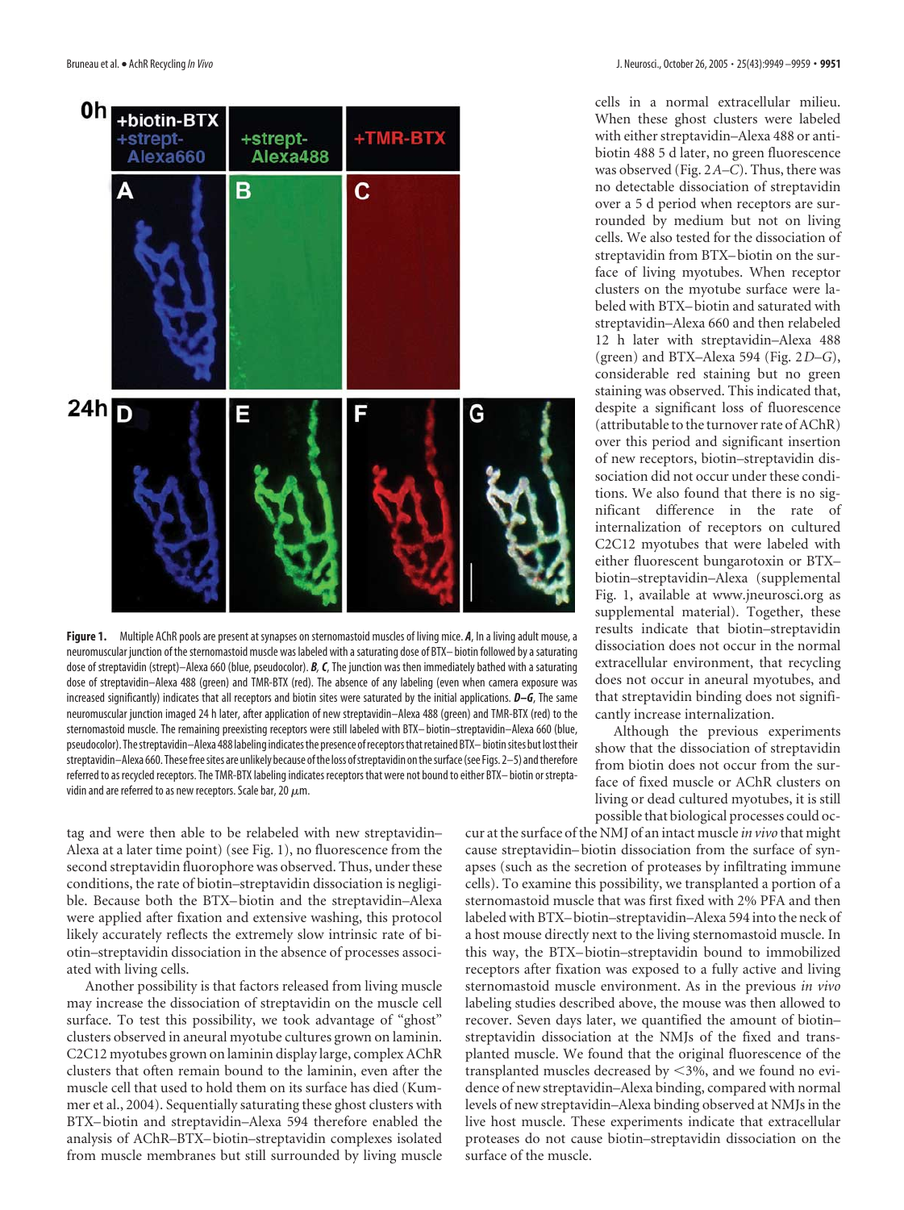**Figure 1.** Multiple AChR pools are present at synapses on sternomastoid muscles of living mice. ***A***, In a living adult mouse, a neuromuscular junction of the sternomastoid muscle was labeled with a saturating dose of BTX–biotin followed by a saturating dose of streptavidin (strept)–Alexa 660 (blue, pseudocolor). ***B***, ***C***, The junction was then immediately bathed with a saturating dose of streptavidin–Alexa 488 (green) and TMR-BTX (red). The absence of any labeling (even when camera exposure was increased significantly) indicates that all receptors and biotin sites were saturated by the initial applications. ***D–G***, The same neuromuscular junction imaged 24 h later, after application of new streptavidin–Alexa 488 (green) and TMR-BTX (red) to the sternomastoid muscle. The remaining preexisting receptors were still labeled with BTX–biotin–streptavidin–Alexa 660 (blue, pseudocolor). The streptavidin–Alexa 488 labeling indicates the presence of receptors that retained BTX–biotin sites but lost their streptavidin–Alexa 660. These free sites are unlikely because of the loss of streptavidin on the surface (see Figs. 2–5) and therefore referred to as recycled receptors. The TMR-BTX labeling indicates receptors that were not bound to either BTX–biotin or streptavidin and are referred to as new receptors. Scale bar, 20 μm.

tag and were then able to be relabeled with new streptavidin–Alexa at a later time point) (see Fig. 1), no fluorescence from the second streptavidin fluorophore was observed. Thus, under these conditions, the rate of biotin–streptavidin dissociation is negligible. Because both the BTX–biotin and the streptavidin–Alexa were applied after fixation and extensive washing, this protocol likely accurately reflects the extremely slow intrinsic rate of biotin–streptavidin dissociation in the absence of processes associated with living cells.

Another possibility is that factors released from living muscle may increase the dissociation of streptavidin on the muscle cell surface. To test this possibility, we took advantage of "ghost" clusters observed in aneural myotube cultures grown on laminin. C2C12 myotubes grown on laminin display large, complex AChR clusters that often remain bound to the laminin, even after the muscle cell that used to hold them on its surface has died (Kummer et al., 2004). Sequentially saturating these ghost clusters with BTX–biotin and streptavidin–Alexa 594 therefore enabled the analysis of AChR–BTX–biotin–streptavidin complexes isolated from muscle membranes but still surrounded by living muscle cells in a normal extracellular milieu. When these ghost clusters were labeled with either streptavidin–Alexa 488 or anti-biotin 488 5 d later, no green fluorescence was observed (Fig. 2*A–C*). Thus, there was no detectable dissociation of streptavidin over a 5 d period when receptors are surrounded by medium but not on living cells. We also tested for the dissociation of streptavidin from BTX–biotin on the surface of living myotubes. When receptor clusters on the myotube surface were labeled with BTX–biotin and saturated with streptavidin–Alexa 660 and then relabeled 12 h later with streptavidin–Alexa 488 (green) and BTX–Alexa 594 (Fig. 2*D–G*), considerable red staining but no green staining was observed. This indicated that, despite a significant loss of fluorescence (attributable to the turnover rate of AChR) over this period and significant insertion of new receptors, biotin–streptavidin dissociation did not occur under these conditions. We also found that there is no significant difference in the rate of internalization of receptors on cultured C2C12 myotubes that were labeled with either fluorescent bungarotoxin or BTX–biotin–streptavidin–Alexa (supplemental Fig. 1, available at www.jneurosci.org as supplemental material). Together, these results indicate that biotin–streptavidin dissociation does not occur in the normal extracellular environment, that recycling does not occur in aneural myotubes, and that streptavidin binding does not significantly increase internalization.

Although the previous experiments show that the dissociation of streptavidin from biotin does not occur from the surface of fixed muscle or AChR clusters on living or dead cultured myotubes, it is still possible that biological processes could occur at the surface of the NMJ of an intact muscle *in vivo* that might cause streptavidin–biotin dissociation from the surface of synapses (such as the secretion of proteases by infiltrating immune cells). To examine this possibility, we transplanted a portion of a sternomastoid muscle that was first fixed with 2% PFA and then labeled with BTX–biotin–streptavidin–Alexa 594 into the neck of a host mouse directly next to the living sternomastoid muscle. In this way, the BTX–biotin–streptavidin bound to immobilized receptors after fixation was exposed to a fully active and living sternomastoid muscle environment. As in the previous *in vivo* labeling studies described above, the mouse was then allowed to recover. Seven days later, we quantified the amount of biotin–streptavidin dissociation at the NMJs of the fixed and transplanted muscle. We found that the original fluorescence of the transplanted muscles decreased by <3%, and we found no evidence of new streptavidin–Alexa binding, compared with normal levels of new streptavidin–Alexa binding observed at NMJs in the live host muscle. These experiments indicate that extracellular proteases do not cause biotin–streptavidin dissociation on the surface of the muscle.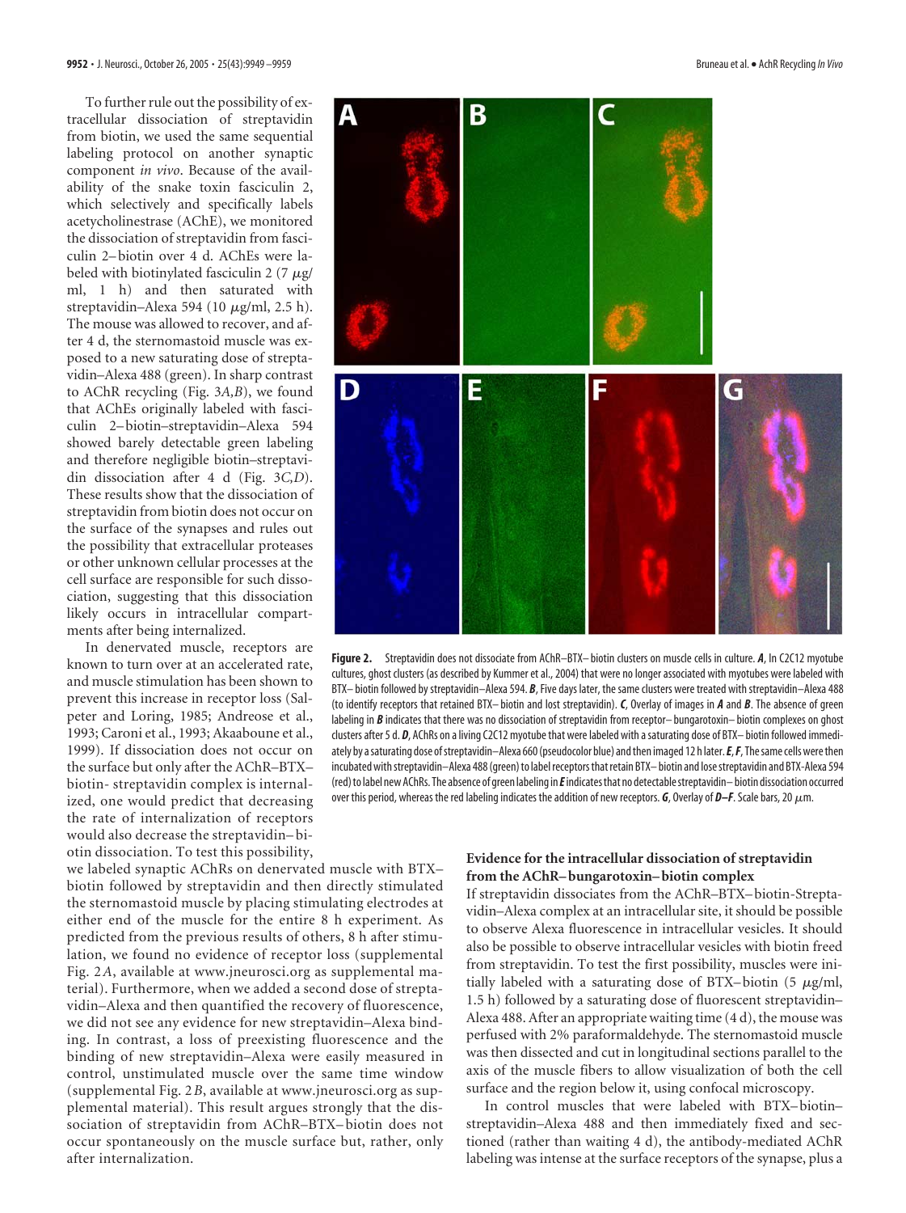To further rule out the possibility of extracellular dissociation of streptavidin from biotin, we used the same sequential labeling protocol on another synaptic component *in vivo*. Because of the availability of the snake toxin fasciculin 2, which selectively and specifically labels acetycholinestrase (AChE), we monitored the dissociation of streptavidin from fasciculin 2–biotin over 4 d. AChEs were labeled with biotinylated fasciculin 2 (7 μg/ml, 1 h) and then saturated with streptavidin–Alexa 594 (10 μg/ml, 2.5 h). The mouse was allowed to recover, and after 4 d, the sternomastoid muscle was exposed to a new saturating dose of streptavidin–Alexa 488 (green). In sharp contrast to AChR recycling (Fig. 3*A*,*B*), we found that AChEs originally labeled with fasciculin 2–biotin–streptavidin–Alexa 594 showed barely detectable green labeling and therefore negligible biotin–streptavidin dissociation after 4 d (Fig. 3*C*,*D*). These results show that the dissociation of streptavidin from biotin does not occur on the surface of the synapses and rules out the possibility that extracellular proteases or other unknown cellular processes at the cell surface are responsible for such dissociation, suggesting that this dissociation likely occurs in intracellular compartments after being internalized.

In denervated muscle, receptors are known to turn over at an accelerated rate, and muscle stimulation has been shown to prevent this increase in receptor loss (Salpeter and Loring, 1985; Andreose et al., 1993; Caroni et al., 1993; Akaaboune et al., 1999). If dissociation does not occur on the surface but only after the AChR–BTX–biotin- streptavidin complex is internalized, one would predict that decreasing the rate of internalization of receptors would also decrease the streptavidin–biotin dissociation. To test this possibility, we labeled synaptic AChRs on denervated muscle with BTX–biotin followed by streptavidin and then directly stimulated the sternomastoid muscle by placing stimulating electrodes at either end of the muscle for the entire 8 h experiment. As predicted from the previous results of others, 8 h after stimulation, we found no evidence of receptor loss (supplemental Fig. 2*A*, available at www.jneurosci.org as supplemental material). Furthermore, when we added a second dose of streptavidin–Alexa and then quantified the recovery of fluorescence, we did not see any evidence for new streptavidin–Alexa binding. In contrast, a loss of preexisting fluorescence and the binding of new streptavidin–Alexa were easily measured in control, unstimulated muscle over the same time window (supplemental Fig. 2*B*, available at www.jneurosci.org as supplemental material). This result argues strongly that the dissociation of streptavidin from AChR–BTX–biotin does not occur spontaneously on the muscle surface but, rather, only after internalization.

**Figure 2.** Streptavidin does not dissociate from AChR–BTX–biotin clusters on muscle cells in culture. ***A***, In C2C12 myotube cultures, ghost clusters (as described by Kummer et al., 2004) that were no longer associated with myotubes were labeled with BTX–biotin followed by streptavidin–Alexa 594. ***B***, Five days later, the same clusters were treated with streptavidin–Alexa 488 (to identify receptors that retained BTX–biotin and lost streptavidin). ***C***, Overlay of images in ***A*** and ***B***. The absence of green labeling in ***B*** indicates that there was no dissociation of streptavidin from receptor–bungarotoxin–biotin complexes on ghost clusters after 5 d. ***D***, AChRs on a living C2C12 myotube that were labeled with a saturating dose of BTX–biotin followed immediately by a saturating dose of streptavidin–Alexa 660 (pseudocolor blue) and then imaged 12 h later. ***E***, ***F***, The same cells were then incubated with streptavidin–Alexa 488 (green) to label receptors that retain BTX–biotin and lose streptavidin and BTX-Alexa 594 (red) to label new AChRs. The absence of green labeling in ***E*** indicates that no detectable streptavidin–biotin dissociation occurred over this period, whereas the red labeling indicates the addition of new receptors. ***G***, Overlay of ***D***–***F***. Scale bars, 20 μm.

### Evidence for the intracellular dissociation of streptavidin from the AChR–bungarotoxin–biotin complex

If streptavidin dissociates from the AChR–BTX–biotin-Streptavidin–Alexa complex at an intracellular site, it should be possible to observe Alexa fluorescence in intracellular vesicles. It should also be possible to observe intracellular vesicles with biotin freed from streptavidin. To test the first possibility, muscles were initially labeled with a saturating dose of BTX–biotin (5 μg/ml, 1.5 h) followed by a saturating dose of fluorescent streptavidin–Alexa 488. After an appropriate waiting time (4 d), the mouse was perfused with 2% paraformaldehyde. The sternomastoid muscle was then dissected and cut in longitudinal sections parallel to the axis of the muscle fibers to allow visualization of both the cell surface and the region below it, using confocal microscopy.

In control muscles that were labeled with BTX–biotin–streptavidin–Alexa 488 and then immediately fixed and sectioned (rather than waiting 4 d), the antibody-mediated AChR labeling was intense at the surface receptors of the synapse, plus a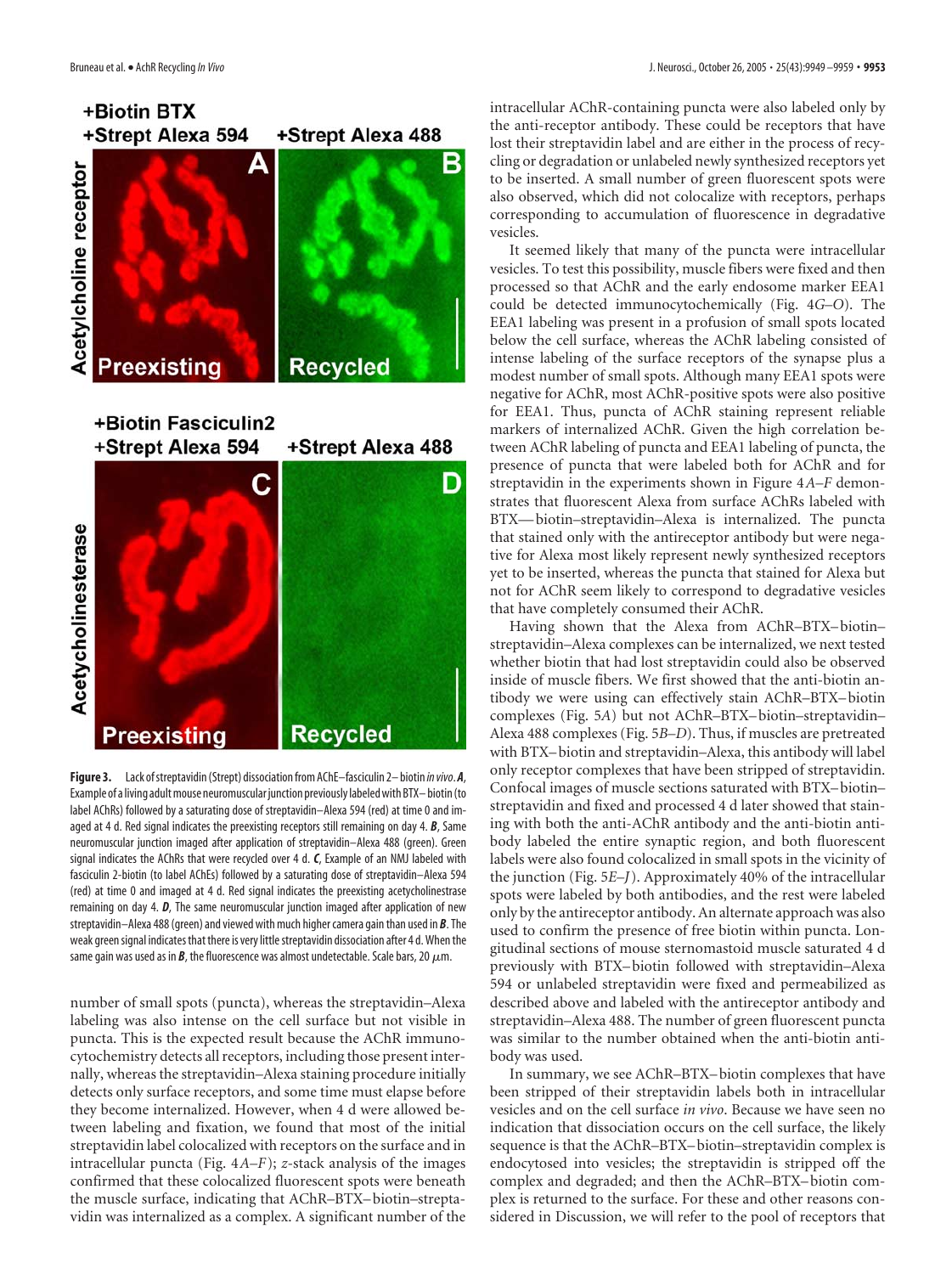**Figure 3.** Lack of streptavidin (Strept) dissociation from AChE–fasciculin 2–biotin *in vivo*. ***A***, Example of a living adult mouse neuromuscular junction previously labeled with BTX–biotin (to label AChRs) followed by a saturating dose of streptavidin–Alexa 594 (red) at time 0 and imaged at 4 d. Red signal indicates the preexisting receptors still remaining on day 4. ***B***, Same neuromuscular junction imaged after application of streptavidin–Alexa 488 (green). Green signal indicates the AChRs that were recycled over 4 d. ***C***, Example of an NMJ labeled with fasciculin 2-biotin (to label AChEs) followed by a saturating dose of streptavidin–Alexa 594 (red) at time 0 and imaged at 4 d. Red signal indicates the preexisting acetycholinestrase remaining on day 4. ***D***, The same neuromuscular junction imaged after application of new streptavidin–Alexa 488 (green) and viewed with much higher camera gain than used in ***B***. The weak green signal indicates that there is very little streptavidin dissociation after 4 d. When the same gain was used as in ***B***, the fluorescence was almost undetectable. Scale bars, 20 μm.

number of small spots (puncta), whereas the streptavidin–Alexa labeling was also intense on the cell surface but not visible in puncta. This is the expected result because the AChR immunocytochemistry detects all receptors, including those present internally, whereas the streptavidin–Alexa staining procedure initially detects only surface receptors, and some time must elapse before they become internalized. However, when 4 d were allowed between labeling and fixation, we found that most of the initial streptavidin label colocalized with receptors on the surface and in intracellular puncta (Fig. 4*A–F*); *z*-stack analysis of the images confirmed that these colocalized fluorescent spots were beneath the muscle surface, indicating that AChR–BTX–biotin–streptavidin was internalized as a complex. A significant number of the intracellular AChR-containing puncta were also labeled only by the anti-receptor antibody. These could be receptors that have lost their streptavidin label and are either in the process of recycling or degradation or unlabeled newly synthesized receptors yet to be inserted. A small number of green fluorescent spots were also observed, which did not colocalize with receptors, perhaps corresponding to accumulation of fluorescence in degradative vesicles.

It seemed likely that many of the puncta were intracellular vesicles. To test this possibility, muscle fibers were fixed and then processed so that AChR and the early endosome marker EEA1 could be detected immunocytochemically (Fig. 4*G–O*). The EEA1 labeling was present in a profusion of small spots located below the cell surface, whereas the AChR labeling consisted of intense labeling of the surface receptors of the synapse plus a modest number of small spots. Although many EEA1 spots were negative for AChR, most AChR-positive spots were also positive for EEA1. Thus, puncta of AChR staining represent reliable markers of internalized AChR. Given the high correlation between AChR labeling of puncta and EEA1 labeling of puncta, the presence of puncta that were labeled both for AChR and for streptavidin in the experiments shown in Figure 4*A–F* demonstrates that fluorescent Alexa from surface AChRs labeled with BTX—biotin–streptavidin–Alexa is internalized. The puncta that stained only with the antireceptor antibody but were negative for Alexa most likely represent newly synthesized receptors yet to be inserted, whereas the puncta that stained for Alexa but not for AChR seem likely to correspond to degradative vesicles that have completely consumed their AChR.

Having shown that the Alexa from AChR–BTX–biotin–streptavidin–Alexa complexes can be internalized, we next tested whether biotin that had lost streptavidin could also be observed inside of muscle fibers. We first showed that the anti-biotin antibody we were using can effectively stain AChR–BTX–biotin complexes (Fig. 5*A*) but not AChR–BTX–biotin–streptavidin–Alexa 488 complexes (Fig. 5*B–D*). Thus, if muscles are pretreated with BTX–biotin and streptavidin–Alexa, this antibody will label only receptor complexes that have been stripped of streptavidin. Confocal images of muscle sections saturated with BTX–biotin–streptavidin and fixed and processed 4 d later showed that staining with both the anti-AChR antibody and the anti-biotin antibody labeled the entire synaptic region, and both fluorescent labels were also found colocalized in small spots in the vicinity of the junction (Fig. 5*E–J*). Approximately 40% of the intracellular spots were labeled by both antibodies, and the rest were labeled only by the antireceptor antibody. An alternate approach was also used to confirm the presence of free biotin within puncta. Longitudinal sections of mouse sternomastoid muscle saturated 4 d previously with BTX–biotin followed with streptavidin–Alexa 594 or unlabeled streptavidin were fixed and permeabilized as described above and labeled with the antireceptor antibody and streptavidin–Alexa 488. The number of green fluorescent puncta was similar to the number obtained when the anti-biotin antibody was used.

In summary, we see AChR–BTX–biotin complexes that have been stripped of their streptavidin labels both in intracellular vesicles and on the cell surface *in vivo*. Because we have seen no indication that dissociation occurs on the cell surface, the likely sequence is that the AChR–BTX–biotin–streptavidin complex is endocytosed into vesicles; the streptavidin is stripped off the complex and degraded; and then the AChR–BTX–biotin complex is returned to the surface. For these and other reasons considered in Discussion, we will refer to the pool of receptors that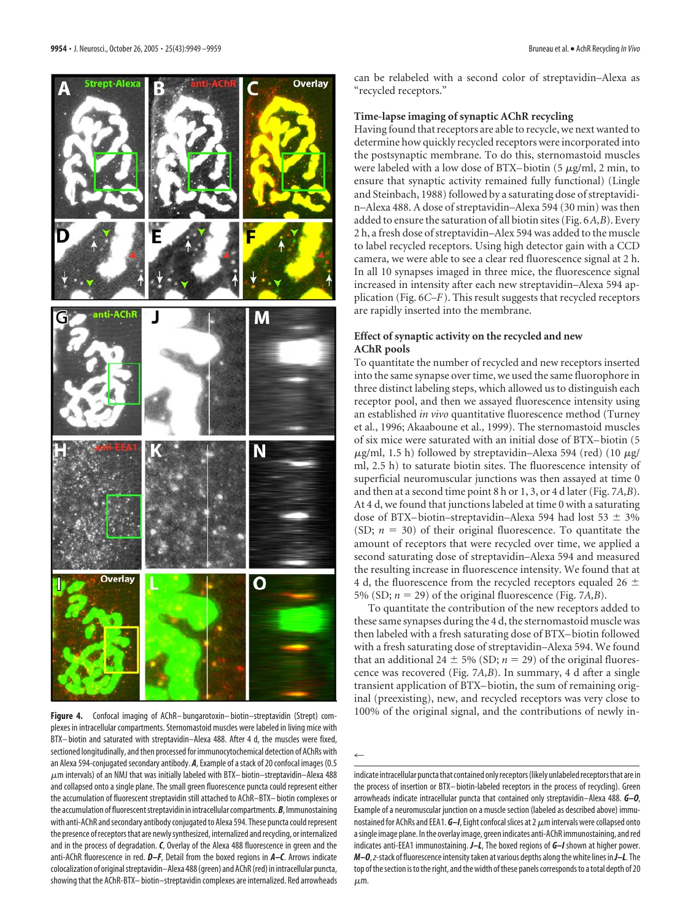**Figure 4.** Confocal imaging of AChR–bungarotoxin–biotin–streptavidin (Strept) complexes in intracellular compartments. Sternomastoid muscles were labeled in living mice with BTX–biotin and saturated with streptavidin–Alexa 488. After 4 d, the muscles were fixed, sectioned longitudinally, and then processed for immunocytochemical detection of AChRs with an Alexa 594-conjugated secondary antibody. ***A***, Example of a stack of 20 confocal images (0.5 μm intervals) of an NMJ that was initially labeled with BTX–biotin–streptavidin–Alexa 488 and collapsed onto a single plane. The small green fluorescence puncta could represent either the accumulation of fluorescent streptavidin still attached to AChR–BTX–biotin complexes or the accumulation of fluorescent streptavidin in intracellular compartments. ***B***, Immunostaining with anti-AChR and secondary antibody conjugated to Alexa 594. These puncta could represent the presence of receptors that are newly synthesized, internalized and recycling, or internalized and in the process of degradation. ***C***, Overlay of the Alexa 488 fluorescence in green and the anti-AChR fluorescence in red. ***D–F***, Detail from the boxed regions in ***A–C***. Arrows indicate colocalization of original streptavidin–Alexa 488 (green) and AChR (red) in intracellular puncta, showing that the AChR-BTX–biotin–streptavidin complexes are internalized. Red arrowheads indicate intracellular puncta that contained only receptors (likely unlabeled receptors that are in the process of insertion or BTX–biotin-labeled receptors in the process of recycling). Green arrowheads indicate intracellular puncta that contained only streptavidin–Alexa 488. ***G–O***, Example of a neuromuscular junction on a muscle section (labeled as described above) immunostained for AChRs and EEA1. ***G–I***, Eight confocal slices at 2 μm intervals were collapsed onto a single image plane. In the overlay image, green indicates anti-AChR immunostaining, and red indicates anti-EEA1 immunostaining. ***J–L***, The boxed regions of ***G–I*** shown at higher power. ***M–O***, *z*-stack of fluorescence intensity taken at various depths along the white lines in ***J–L***. The top of the section is to the right, and the width of these panels corresponds to a total depth of 20 μm.

can be relabeled with a second color of streptavidin–Alexa as "recycled receptors."

### Time-lapse imaging of synaptic AChR recycling

Having found that receptors are able to recycle, we next wanted to determine how quickly recycled receptors were incorporated into the postsynaptic membrane. To do this, sternomastoid muscles were labeled with a low dose of BTX–biotin (5 μg/ml, 2 min, to ensure that synaptic activity remained fully functional) (Lingle and Steinbach, 1988) followed by a saturating dose of streptavidin–Alexa 488. A dose of streptavidin–Alexa 594 (30 min) was then added to ensure the saturation of all biotin sites (Fig. 6*A,B*). Every 2 h, a fresh dose of streptavidin–Alex 594 was added to the muscle to label recycled receptors. Using high detector gain with a CCD camera, we were able to see a clear red fluorescence signal at 2 h. In all 10 synapses imaged in three mice, the fluorescence signal increased in intensity after each new streptavidin–Alexa 594 application (Fig. 6*C–F*). This result suggests that recycled receptors are rapidly inserted into the membrane.

### Effect of synaptic activity on the recycled and new AChR pools

To quantitate the number of recycled and new receptors inserted into the same synapse over time, we used the same fluorophore in three distinct labeling steps, which allowed us to distinguish each receptor pool, and then we assayed fluorescence intensity using an established *in vivo* quantitative fluorescence method (Turney et al., 1996; Akaaboune et al., 1999). The sternomastoid muscles of six mice were saturated with an initial dose of BTX–biotin (5 μg/ml, 1.5 h) followed by streptavidin–Alexa 594 (red) (10 μg/ml, 2.5 h) to saturate biotin sites. The fluorescence intensity of superficial neuromuscular junctions was then assayed at time 0 and then at a second time point 8 h or 1, 3, or 4 d later (Fig. 7*A,B*). At 4 d, we found that junctions labeled at time 0 with a saturating dose of BTX–biotin–streptavidin–Alexa 594 had lost 53 ± 3% (SD; $n = 30$) of their original fluorescence. To quantitate the amount of receptors that were recycled over time, we applied a second saturating dose of streptavidin–Alexa 594 and measured the resulting increase in fluorescence intensity. We found that at 4 d, the fluorescence from the recycled receptors equaled 26 ± 5% (SD; $n = 29$) of the original fluorescence (Fig. 7*A,B*).

To quantitate the contribution of the new receptors added to these same synapses during the 4 d, the sternomastoid muscle was then labeled with a fresh saturating dose of BTX–biotin followed with a fresh saturating dose of streptavidin–Alexa 594. We found that an additional 24 ± 5% (SD; $n = 29$) of the original fluorescence was recovered (Fig. 7*A,B*). In summary, 4 d after a single transient application of BTX–biotin, the sum of remaining original (preexisting), new, and recycled receptors was very close to 100% of the original signal, and the contributions of newly in-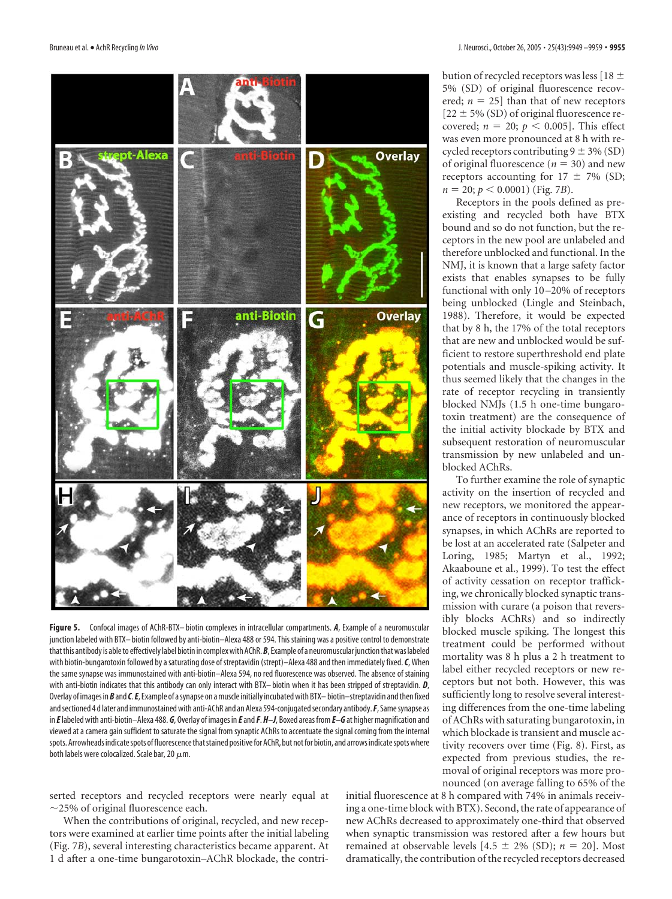**Figure 5.** Confocal images of AChR-BTX–biotin complexes in intracellular compartments. ***A***, Example of a neuromuscular junction labeled with BTX–biotin followed by anti-biotin–Alexa 488 or 594. This staining was a positive control to demonstrate that this antibody is able to effectively label biotin in complex with AChR. ***B***, Example of a neuromuscular junction that was labeled with biotin-bungarotoxin followed by a saturating dose of streptavidin (strept)–Alexa 488 and then immediately fixed. ***C***, When the same synapse was immunostained with anti-biotin–Alexa 594, no red fluorescence was observed. The absence of staining with anti-biotin indicates that this antibody can only interact with BTX–biotin when it has been stripped of streptavidin. ***D***, Overlay of images in ***B*** and ***C***. ***E***, Example of a synapse on a muscle initially incubated with BTX–biotin–streptavidin and then fixed and sectioned 4 d later and immunostained with anti-AChR and an Alexa 594-conjugated secondary antibody. ***F***, Same synapse as in ***E*** labeled with anti-biotin–Alexa 488. ***G***, Overlay of images in ***E*** and ***F***. ***H–J***, Boxed areas from ***E–G*** at higher magnification and viewed at a camera gain sufficient to saturate the signal from synaptic AChRs to accentuate the signal coming from the internal spots. Arrowheads indicate spots of fluorescence that stained positive for AChR, but not for biotin, and arrows indicate spots where both labels were colocalized. Scale bar, 20 μm.

serted receptors and recycled receptors were nearly equal at ~25% of original fluorescence each.

When the contributions of original, recycled, and new receptors were examined at earlier time points after the initial labeling (Fig. 7*B*), several interesting characteristics became apparent. At 1 d after a one-time bungarotoxin–AChR blockade, the contribution of recycled receptors was less [18 ± 5% (SD) of original fluorescence recovered; $n = 25$] than that of new receptors [22 ± 5% (SD) of original fluorescence recovered; $n = 20$; $p < 0.005$]. This effect was even more pronounced at 8 h with recycled receptors contributing 9 ± 3% (SD) of original fluorescence ($n = 30$) and new receptors accounting for 17 ± 7% (SD; $n = 20$; $p < 0.0001$) (Fig. 7*B*).

Receptors in the pools defined as preexisting and recycled both have BTX bound and so do not function, but the receptors in the new pool are unlabeled and therefore unblocked and functional. In the NMJ, it is known that a large safety factor exists that enables synapses to be fully functional with only 10–20% of receptors being unblocked (Lingle and Steinbach, 1988). Therefore, it would be expected that by 8 h, the 17% of the total receptors that are new and unblocked would be sufficient to restore superthreshold end plate potentials and muscle-spiking activity. It thus seemed likely that the changes in the rate of receptor recycling in transiently blocked NMJs (1.5 h one-time bungarotoxin treatment) are the consequence of the initial activity blockade by BTX and subsequent restoration of neuromuscular transmission by new unlabeled and unblocked AChRs.

To further examine the role of synaptic activity on the insertion of recycled and new receptors, we monitored the appearance of receptors in continuously blocked synapses, in which AChRs are reported to be lost at an accelerated rate (Salpeter and Loring, 1985; Martyn et al., 1992; Akaaboune et al., 1999). To test the effect of activity cessation on receptor trafficking, we chronically blocked synaptic transmission with curare (a poison that reversibly blocks AChRs) and so indirectly blocked muscle spiking. The longest this treatment could be performed without mortality was 8 h plus a 2 h treatment to label either recycled receptors or new receptors but not both. However, this was sufficiently long to resolve several interesting differences from the one-time labeling of AChRs with saturating bungarotoxin, in which blockade is transient and muscle activity recovers over time (Fig. 8). First, as expected from previous studies, the removal of original receptors was more pronounced (on average falling to 65% of the initial fluorescence at 8 h compared with 74% in animals receiving a one-time block with BTX). Second, the rate of appearance of new AChRs decreased to approximately one-third that observed when synaptic transmission was restored after a few hours but remained at observable levels [4.5 ± 2% (SD); $n = 20$]. Most dramatically, the contribution of the recycled receptors decreased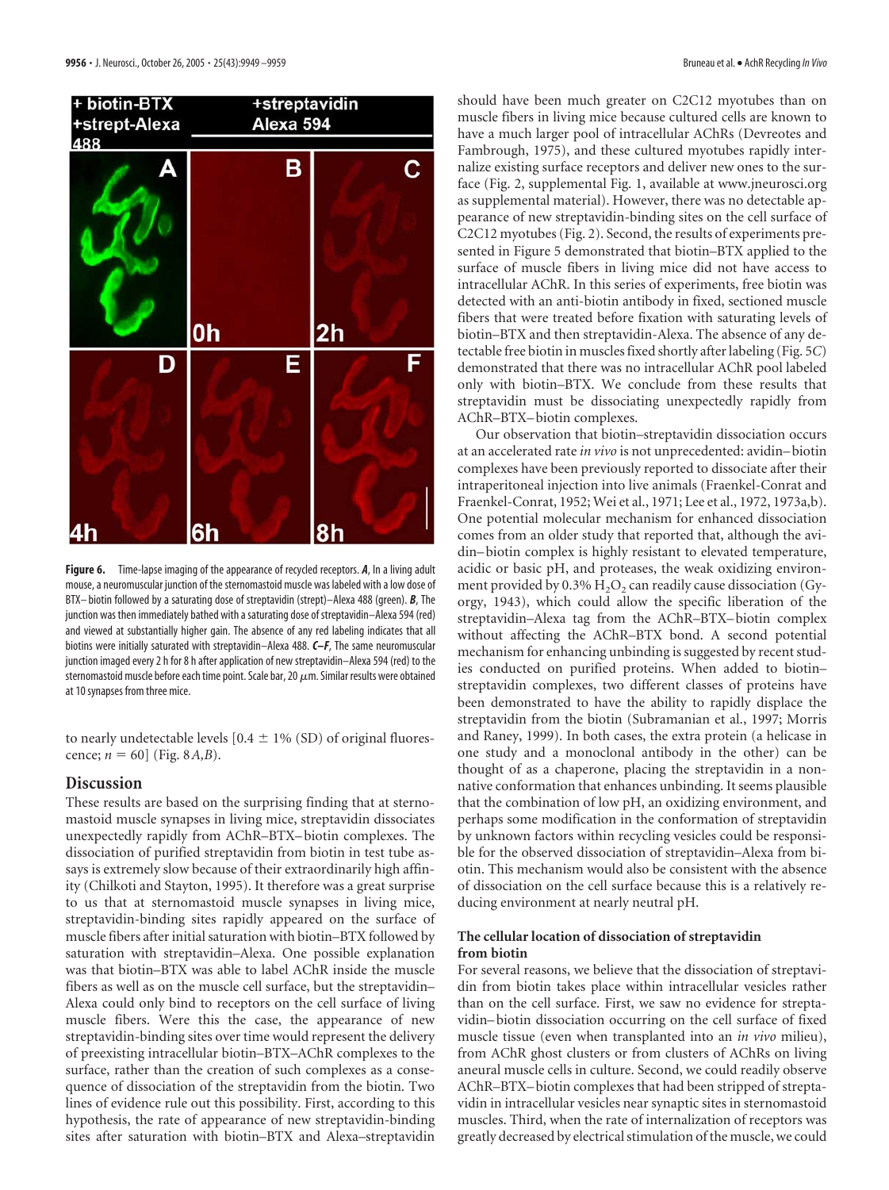+ biotin-BTX
+strept-Alexa 488

+streptavidin Alexa 594

A B C D E F

0h 2h 4h 6h 8h

**Figure 6.** Time-lapse imaging of the appearance of recycled receptors. ***A***, In a living adult mouse, a neuromuscular junction of the sternomastoid muscle was labeled with a low dose of BTX–biotin followed by a saturating dose of streptavidin (strept)–Alexa 488 (green). ***B***, The junction was then immediately bathed with a saturating dose of streptavidin–Alexa 594 (red) and viewed at substantially higher gain. The absence of any red labeling indicates that all biotins were initially saturated with streptavidin–Alexa 488. ***C–F***, The same neuromuscular junction imaged every 2 h for 8 h after application of new streptavidin–Alexa 594 (red) to the sternomastoid muscle before each time point. Scale bar, 20 $\mu$m. Similar results were obtained at 10 synapses from three mice.

to nearly undetectable levels [0.4 ± 1% (SD) of original fluorescence; $n = 60$] (Fig. 8*A*,*B*).

## Discussion

These results are based on the surprising finding that at sternomastoid muscle synapses in living mice, streptavidin dissociates unexpectedly rapidly from AChR–BTX–biotin complexes. The dissociation of purified streptavidin from biotin in test tube assays is extremely slow because of their extraordinarily high affinity (Chilkoti and Stayton, 1995). It therefore was a great surprise to us that at sternomastoid muscle synapses in living mice, streptavidin-binding sites rapidly appeared on the surface of muscle fibers after initial saturation with biotin–BTX followed by saturation with streptavidin–Alexa. One possible explanation was that biotin–BTX was able to label AChR inside the muscle fibers as well as on the muscle cell surface, but the streptavidin–Alexa could only bind to receptors on the cell surface of living muscle fibers. Were this the case, the appearance of new streptavidin-binding sites over time would represent the delivery of preexisting intracellular biotin–BTX–AChR complexes to the surface, rather than the creation of such complexes as a consequence of dissociation of the streptavidin from the biotin. Two lines of evidence rule out this possibility. First, according to this hypothesis, the rate of appearance of new streptavidin-binding sites after saturation with biotin–BTX and Alexa–streptavidin should have been much greater on C2C12 myotubes than on muscle fibers in living mice because cultured cells are known to have a much larger pool of intracellular AChRs (Devreotes and Fambrough, 1975), and these cultured myotubes rapidly internalize existing surface receptors and deliver new ones to the surface (Fig. 2, supplemental Fig. 1, available at www.jneurosci.org as supplemental material). However, there was no detectable appearance of new streptavidin-binding sites on the cell surface of C2C12 myotubes (Fig. 2). Second, the results of experiments presented in Figure 5 demonstrated that biotin–BTX applied to the surface of muscle fibers in living mice did not have access to intracellular AChR. In this series of experiments, free biotin was detected with an anti-biotin antibody in fixed, sectioned muscle fibers that were treated before fixation with saturating levels of biotin–BTX and then streptavidin-Alexa. The absence of any detectable free biotin in muscles fixed shortly after labeling (Fig. 5*C*) demonstrated that there was no intracellular AChR pool labeled only with biotin–BTX. We conclude from these results that streptavidin must be dissociating unexpectedly rapidly from AChR–BTX–biotin complexes.

Our observation that biotin–streptavidin dissociation occurs at an accelerated rate *in vivo* is not unprecedented: avidin–biotin complexes have been previously reported to dissociate after their intraperitoneal injection into live animals (Fraenkel-Conrat and Fraenkel-Conrat, 1952; Wei et al., 1971; Lee et al., 1972, 1973a,b). One potential molecular mechanism for enhanced dissociation comes from an older study that reported that, although the avidin–biotin complex is highly resistant to elevated temperature, acidic or basic pH, and proteases, the weak oxidizing environment provided by 0.3% $H_2O_2$ can readily cause dissociation (Gyorgy, 1943), which could allow the specific liberation of the streptavidin–Alexa tag from the AChR–BTX–biotin complex without affecting the AChR–BTX bond. A second potential mechanism for enhancing unbinding is suggested by recent studies conducted on purified proteins. When added to biotin–streptavidin complexes, two different classes of proteins have been demonstrated to have the ability to rapidly displace the streptavidin from the biotin (Subramanian et al., 1997; Morris and Raney, 1999). In both cases, the extra protein (a helicase in one study and a monoclonal antibody in the other) can be thought of as a chaperone, placing the streptavidin in a nonnative conformation that enhances unbinding. It seems plausible that the combination of low pH, an oxidizing environment, and perhaps some modification in the conformation of streptavidin by unknown factors within recycling vesicles could be responsible for the observed dissociation of streptavidin–Alexa from biotin. This mechanism would also be consistent with the absence of dissociation on the cell surface because this is a relatively reducing environment at nearly neutral pH.

### The cellular location of dissociation of streptavidin from biotin

For several reasons, we believe that the dissociation of streptavidin from biotin takes place within intracellular vesicles rather than on the cell surface. First, we saw no evidence for streptavidin–biotin dissociation occurring on the cell surface of fixed muscle tissue (even when transplanted into an *in vivo* milieu), from AChR ghost clusters or from clusters of AChRs on living aneural muscle cells in culture. Second, we could readily observe AChR–BTX–biotin complexes that had been stripped of streptavidin in intracellular vesicles near synaptic sites in sternomastoid muscles. Third, when the rate of internalization of receptors was greatly decreased by electrical stimulation of the muscle, we could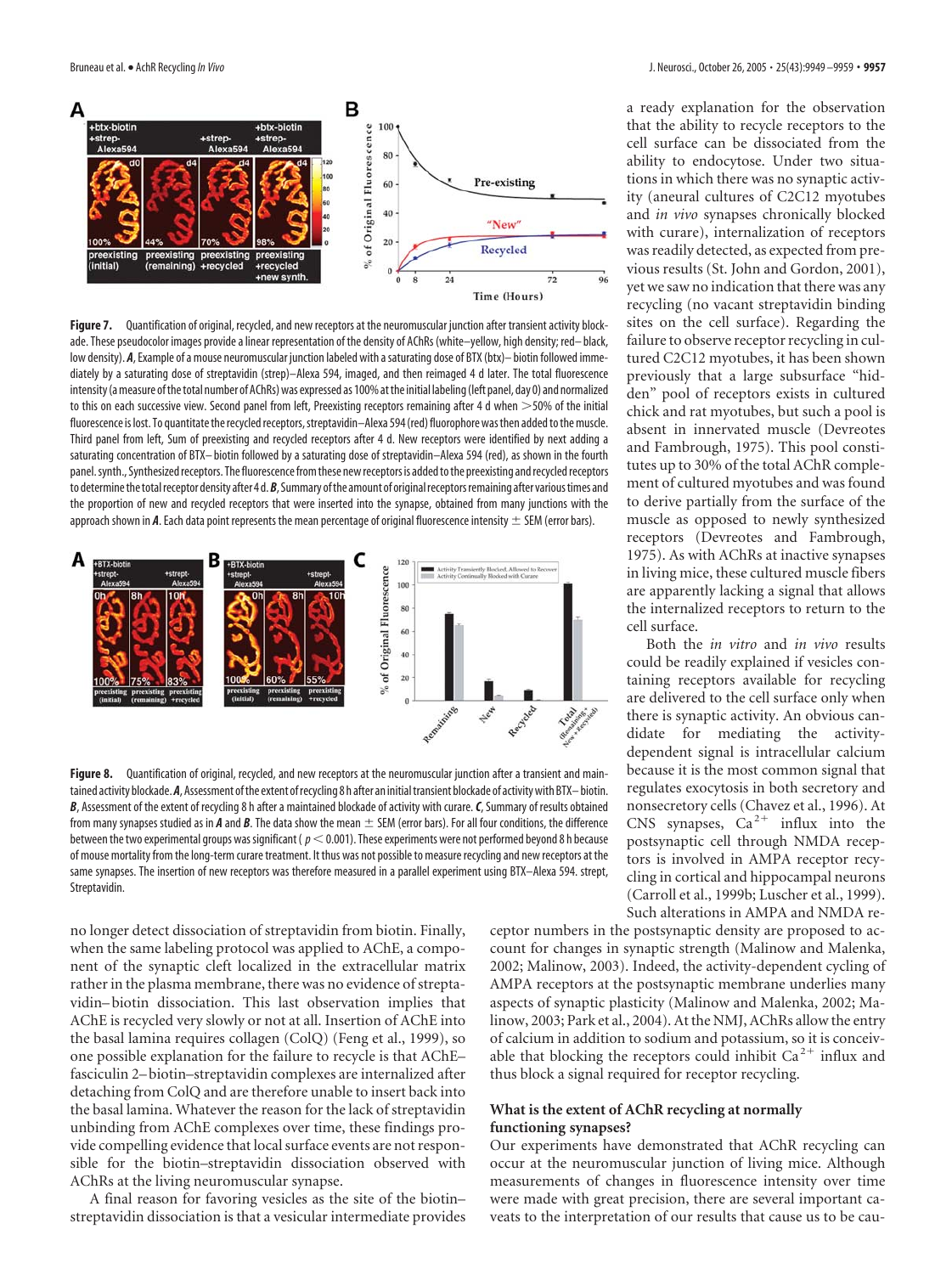**Figure 7.** Quantification of original, recycled, and new receptors at the neuromuscular junction after transient activity blockade. These pseudocolor images provide a linear representation of the density of AChRs (white–yellow, high density; red– black, low density). ***A***, Example of a mouse neuromuscular junction labeled with a saturating dose of BTX (btx)–biotin followed immediately by a saturating dose of streptavidin (strep)–Alexa 594, imaged, and then reimaged 4 d later. The total fluorescence intensity (a measure of the total number of AChRs) was expressed as 100% at the initial labeling (left panel, day 0) and normalized to this on each successive view. Second panel from left, Preexisting receptors remaining after 4 d when >50% of the initial fluorescence is lost. To quantitate the recycled receptors, streptavidin–Alexa 594 (red) fluorophore was then added to the muscle. Third panel from left, Sum of preexisting and recycled receptors after 4 d. New receptors were identified by next adding a saturating concentration of BTX–biotin followed by a saturating dose of streptavidin–Alexa 594 (red), as shown in the fourth panel. synth., Synthesized receptors. The fluorescence from these new receptors is added to the preexisting and recycled receptors to determine the total receptor density after 4 d. ***B***, Summary of the amount of original receptors remaining after various times and the proportion of new and recycled receptors that were inserted into the synapse, obtained from many junctions with the approach shown in ***A***. Each data point represents the mean percentage of original fluorescence intensity ± SEM (error bars).

**Figure 8.** Quantification of original, recycled, and new receptors at the neuromuscular junction after a transient and maintained activity blockade. ***A***, Assessment of the extent of recycling 8 h after an initial transient blockade of activity with BTX–biotin. ***B***, Assessment of the extent of recycling 8 h after a maintained blockade of activity with curare. ***C***, Summary of results obtained from many synapses studied as in ***A*** and ***B***. The data show the mean ± SEM (error bars). For all four conditions, the difference between the two experimental groups was significant ($p < 0.001$). These experiments were not performed beyond 8 h because of mouse mortality from the long-term curare treatment. It thus was not possible to measure recycling and new receptors at the same synapses. The insertion of new receptors was therefore measured in a parallel experiment using BTX–Alexa 594. strept, Streptavidin.

no longer detect dissociation of streptavidin from biotin. Finally, when the same labeling protocol was applied to AChE, a component of the synaptic cleft localized in the extracellular matrix rather in the plasma membrane, there was no evidence of streptavidin–biotin dissociation. This last observation implies that AChE is recycled very slowly or not at all. Insertion of AChE into the basal lamina requires collagen (ColQ) (Feng et al., 1999), so one possible explanation for the failure to recycle is that AChE–fasciculin 2–biotin–streptavidin complexes are internalized after detaching from ColQ and are therefore unable to insert back into the basal lamina. Whatever the reason for the lack of streptavidin unbinding from AChE complexes over time, these findings provide compelling evidence that local surface events are not responsible for the biotin–streptavidin dissociation observed with AChRs at the living neuromuscular synapse.

A final reason for favoring vesicles as the site of the biotin–streptavidin dissociation is that a vesicular intermediate provides a ready explanation for the observation that the ability to recycle receptors to the cell surface can be dissociated from the ability to endocytose. Under two situations in which there was no synaptic activity (aneural cultures of C2C12 myotubes and *in vivo* synapses chronically blocked with curare), internalization of receptors was readily detected, as expected from previous results (St. John and Gordon, 2001), yet we saw no indication that there was any recycling (no vacant streptavidin binding sites on the cell surface). Regarding the failure to observe receptor recycling in cultured C2C12 myotubes, it has been shown previously that a large subsurface "hidden" pool of receptors exists in cultured chick and rat myotubes, but such a pool is absent in innervated muscle (Devreotes and Fambrough, 1975). This pool constitutes up to 30% of the total AChR complement of cultured myotubes and was found to derive partially from the surface of the muscle as opposed to newly synthesized receptors (Devreotes and Fambrough, 1975). As with AChRs at inactive synapses in living mice, these cultured muscle fibers are apparently lacking a signal that allows the internalized receptors to return to the cell surface.

Both the *in vitro* and *in vivo* results could be readily explained if vesicles containing receptors available for recycling are delivered to the cell surface only when there is synaptic activity. An obvious candidate for mediating the activity-dependent signal is intracellular calcium because it is the most common signal that regulates exocytosis in both secretory and nonsecretory cells (Chavez et al., 1996). At CNS synapses, $Ca^{2+}$ influx into the postsynaptic cell through NMDA receptors is involved in AMPA receptor recycling in cortical and hippocampal neurons (Carroll et al., 1999b; Luscher et al., 1999). Such alterations in AMPA and NMDA receptor numbers in the postsynaptic density are proposed to account for changes in synaptic strength (Malinow and Malenka, 2002; Malinow, 2003). Indeed, the activity-dependent cycling of AMPA receptors at the postsynaptic membrane underlies many aspects of synaptic plasticity (Malinow and Malenka, 2002; Malinow, 2003; Park et al., 2004). At the NMJ, AChRs allow the entry of calcium in addition to sodium and potassium, so it is conceivable that blocking the receptors could inhibit $Ca^{2+}$ influx and thus block a signal required for receptor recycling.

### What is the extent of AChR recycling at normally functioning synapses?

Our experiments have demonstrated that AChR recycling can occur at the neuromuscular junction of living mice. Although measurements of changes in fluorescence intensity over time were made with great precision, there are several important caveats to the interpretation of our results that cause us to be cau-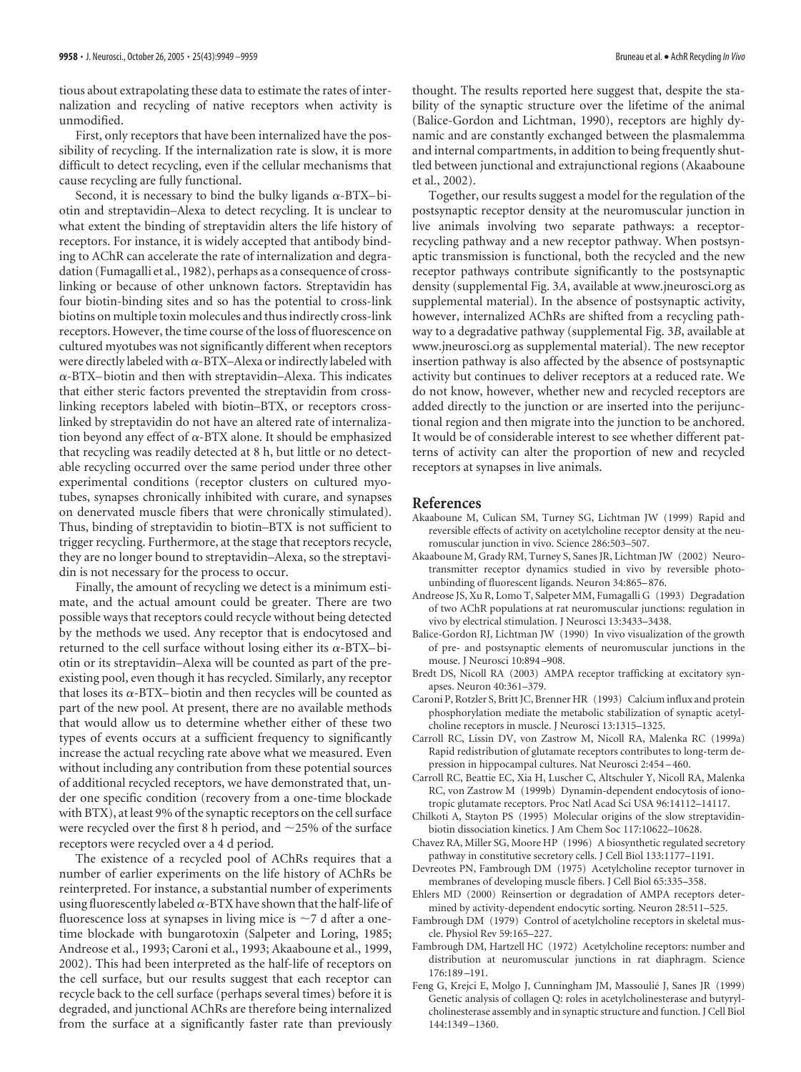tious about extrapolating these data to estimate the rates of internalization and recycling of native receptors when activity is unmodified.

First, only receptors that have been internalized have the possibility of recycling. If the internalization rate is slow, it is more difficult to detect recycling, even if the cellular mechanisms that cause recycling are fully functional.

Second, it is necessary to bind the bulky ligands α-BTX–biotin and streptavidin–Alexa to detect recycling. It is unclear to what extent the binding of streptavidin alters the life history of receptors. For instance, it is widely accepted that antibody binding to AChR can accelerate the rate of internalization and degradation (Fumagalli et al., 1982), perhaps as a consequence of cross-linking or because of other unknown factors. Streptavidin has four biotin-binding sites and so has the potential to cross-link biotins on multiple toxin molecules and thus indirectly cross-link receptors. However, the time course of the loss of fluorescence on cultured myotubes was not significantly different when receptors were directly labeled with α-BTX–Alexa or indirectly labeled with α-BTX–biotin and then with streptavidin–Alexa. This indicates that either steric factors prevented the streptavidin from cross-linking receptors labeled with biotin–BTX, or receptors cross-linked by streptavidin do not have an altered rate of internalization beyond any effect of α-BTX alone. It should be emphasized that recycling was readily detected at 8 h, but little or no detectable recycling occurred over the same period under three other experimental conditions (receptor clusters on cultured myotubes, synapses chronically inhibited with curare, and synapses on denervated muscle fibers that were chronically stimulated). Thus, binding of streptavidin to biotin–BTX is not sufficient to trigger recycling. Furthermore, at the stage that receptors recycle, they are no longer bound to streptavidin–Alexa, so the streptavidin is not necessary for the process to occur.

Finally, the amount of recycling we detect is a minimum estimate, and the actual amount could be greater. There are two possible ways that receptors could recycle without being detected by the methods we used. Any receptor that is endocytosed and returned to the cell surface without losing either its α-BTX–biotin or its streptavidin–Alexa will be counted as part of the preexisting pool, even though it has recycled. Similarly, any receptor that loses its α-BTX–biotin and then recycles will be counted as part of the new pool. At present, there are no available methods that would allow us to determine whether either of these two types of events occurs at a sufficient frequency to significantly increase the actual recycling rate above what we measured. Even without including any contribution from these potential sources of additional recycled receptors, we have demonstrated that, under one specific condition (recovery from a one-time blockade with BTX), at least 9% of the synaptic receptors on the cell surface were recycled over the first 8 h period, and ~25% of the surface receptors were recycled over a 4 d period.

The existence of a recycled pool of AChRs requires that a number of earlier experiments on the life history of AChRs be reinterpreted. For instance, a substantial number of experiments using fluorescently labeled α-BTX have shown that the half-life of fluorescence loss at synapses in living mice is ~7 d after a one-time blockade with bungarotoxin (Salpeter and Loring, 1985; Andreose et al., 1993; Caroni et al., 1993; Akaaboune et al., 1999, 2002). This had been interpreted as the half-life of receptors on the cell surface, but our results suggest that each receptor can recycle back to the cell surface (perhaps several times) before it is degraded, and junctional AChRs are therefore being internalized from the surface at a significantly faster rate than previously thought. The results reported here suggest that, despite the stability of the synaptic structure over the lifetime of the animal (Balice-Gordon and Lichtman, 1990), receptors are highly dynamic and are constantly exchanged between the plasmalemma and internal compartments, in addition to being frequently shuttled between junctional and extrajunctional regions (Akaaboune et al., 2002).

Together, our results suggest a model for the regulation of the postsynaptic receptor density at the neuromuscular junction in live animals involving two separate pathways: a receptor-recycling pathway and a new receptor pathway. When postsynaptic transmission is functional, both the recycled and the new receptor pathways contribute significantly to the postsynaptic density (supplemental Fig. 3*A*, available at www.jneurosci.org as supplemental material). In the absence of postsynaptic activity, however, internalized AChRs are shifted from a recycling pathway to a degradative pathway (supplemental Fig. 3*B*, available at www.jneurosci.org as supplemental material). The new receptor insertion pathway is also affected by the absence of postsynaptic activity but continues to deliver receptors at a reduced rate. We do not know, however, whether new and recycled receptors are added directly to the junction or are inserted into the perijunctional region and then migrate into the junction to be anchored. It would be of considerable interest to see whether different patterns of activity can alter the proportion of new and recycled receptors at synapses in live animals.

## References

Akaaboune M, Culican SM, Turney SG, Lichtman JW (1999) Rapid and reversible effects of activity on acetylcholine receptor density at the neuromuscular junction in vivo. Science 286:503–507.

Akaaboune M, Grady RM, Turney S, Sanes JR, Lichtman JW (2002) Neurotransmitter receptor dynamics studied in vivo by reversible photo-unbinding of fluorescent ligands. Neuron 34:865–876.

Andreose JS, Xu R, Lomo T, Salpeter MM, Fumagalli G (1993) Degradation of two AChR populations at rat neuromuscular junctions: regulation in vivo by electrical stimulation. J Neurosci 13:3433–3438.

Balice-Gordon RJ, Lichtman JW (1990) In vivo visualization of the growth of pre- and postsynaptic elements of neuromuscular junctions in the mouse. J Neurosci 10:894–908.

Bredt DS, Nicoll RA (2003) AMPA receptor trafficking at excitatory synapses. Neuron 40:361–379.

Caroni P, Rotzler S, Britt JC, Brenner HR (1993) Calcium influx and protein phosphorylation mediate the metabolic stabilization of synaptic acetylcholine receptors in muscle. J Neurosci 13:1315–1325.

Carroll RC, Lissin DV, von Zastrow M, Nicoll RA, Malenka RC (1999a) Rapid redistribution of glutamate receptors contributes to long-term depression in hippocampal cultures. Nat Neurosci 2:454–460.

Carroll RC, Beattie EC, Xia H, Luscher C, Altschuler Y, Nicoll RA, Malenka RC, von Zastrow M (1999b) Dynamin-dependent endocytosis of ionotropic glutamate receptors. Proc Natl Acad Sci USA 96:14112–14117.

Chilkoti A, Stayton PS (1995) Molecular origins of the slow streptavidin-biotin dissociation kinetics. J Am Chem Soc 117:10622–10628.

Chavez RA, Miller SG, Moore HP (1996) A biosynthetic regulated secretory pathway in constitutive secretory cells. J Cell Biol 133:1177–1191.

Devreotes PN, Fambrough DM (1975) Acetylcholine receptor turnover in membranes of developing muscle fibers. J Cell Biol 65:335–358.

Ehlers MD (2000) Reinsertion or degradation of AMPA receptors determined by activity-dependent endocytic sorting. Neuron 28:511–525.

Fambrough DM (1979) Control of acetylcholine receptors in skeletal muscle. Physiol Rev 59:165–227.

Fambrough DM, Hartzell HC (1972) Acetylcholine receptors: number and distribution at neuromuscular junctions in rat diaphragm. Science 176:189–191.

Feng G, Krejci E, Molgo J, Cunningham JM, Massoulié J, Sanes JR (1999) Genetic analysis of collagen Q: roles in acetylcholinesterase and butyrylcholinesterase assembly and in synaptic structure and function. J Cell Biol 144:1349–1360.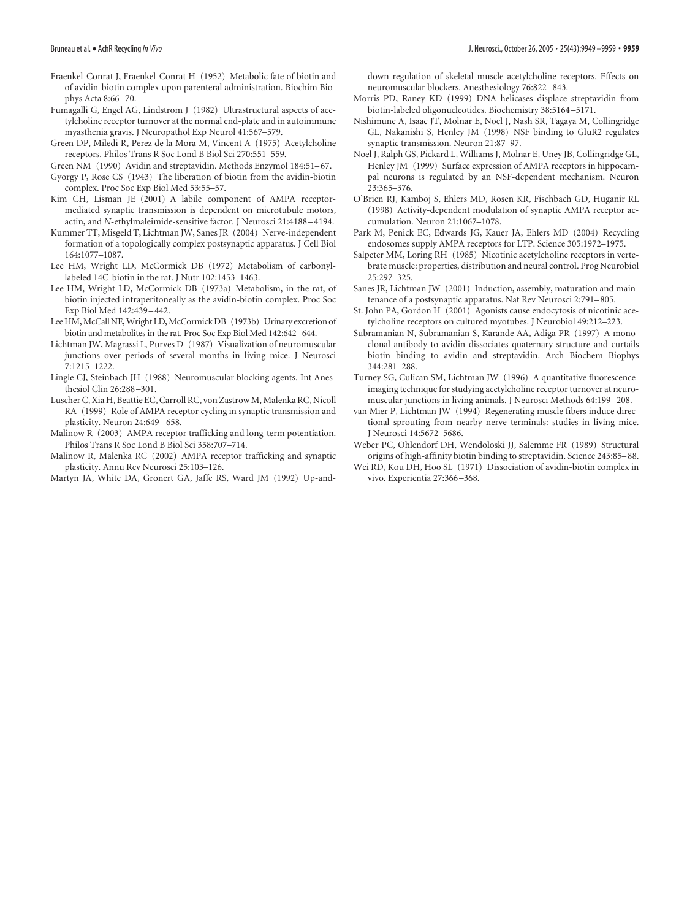Fraenkel-Conrat J, Fraenkel-Conrat H (1952) Metabolic fate of biotin and of avidin-biotin complex upon parenteral administration. Biochim Biophys Acta 8:66–70.

Fumagalli G, Engel AG, Lindstrom J (1982) Ultrastructural aspects of acetylcholine receptor turnover at the normal end-plate and in autoimmune myasthenia gravis. J Neuropathol Exp Neurol 41:567–579.

Green DP, Miledi R, Perez de la Mora M, Vincent A (1975) Acetylcholine receptors. Philos Trans R Soc Lond B Biol Sci 270:551–559.

Green NM (1990) Avidin and streptavidin. Methods Enzymol 184:51–67.

Gyorgy P, Rose CS (1943) The liberation of biotin from the avidin-biotin complex. Proc Soc Exp Biol Med 53:55–57.

Kim CH, Lisman JE (2001) A labile component of AMPA receptor-mediated synaptic transmission is dependent on microtubule motors, actin, and *N*-ethylmaleimide-sensitive factor. J Neurosci 21:4188–4194.

Kummer TT, Misgeld T, Lichtman JW, Sanes JR (2004) Nerve-independent formation of a topologically complex postsynaptic apparatus. J Cell Biol 164:1077–1087.

Lee HM, Wright LD, McCormick DB (1972) Metabolism of carbonyl-labeled 14C-biotin in the rat. J Nutr 102:1453–1463.

Lee HM, Wright LD, McCormick DB (1973a) Metabolism, in the rat, of biotin injected intraperitoneally as the avidin-biotin complex. Proc Soc Exp Biol Med 142:439–442.

Lee HM, McCall NE, Wright LD, McCormick DB (1973b) Urinary excretion of biotin and metabolites in the rat. Proc Soc Exp Biol Med 142:642–644.

Lichtman JW, Magrassi L, Purves D (1987) Visualization of neuromuscular junctions over periods of several months in living mice. J Neurosci 7:1215–1222.

Lingle CJ, Steinbach JH (1988) Neuromuscular blocking agents. Int Anesthesiol Clin 26:288–301.

Luscher C, Xia H, Beattie EC, Carroll RC, von Zastrow M, Malenka RC, Nicoll RA (1999) Role of AMPA receptor cycling in synaptic transmission and plasticity. Neuron 24:649–658.

Malinow R (2003) AMPA receptor trafficking and long-term potentiation. Philos Trans R Soc Lond B Biol Sci 358:707–714.

Malinow R, Malenka RC (2002) AMPA receptor trafficking and synaptic plasticity. Annu Rev Neurosci 25:103–126.

Martyn JA, White DA, Gronert GA, Jaffe RS, Ward JM (1992) Up-and-down regulation of skeletal muscle acetylcholine receptors. Effects on neuromuscular blockers. Anesthesiology 76:822–843.

Morris PD, Raney KD (1999) DNA helicases displace streptavidin from biotin-labeled oligonucleotides. Biochemistry 38:5164–5171.

Nishimune A, Isaac JT, Molnar E, Noel J, Nash SR, Tagaya M, Collingridge GL, Nakanishi S, Henley JM (1998) NSF binding to GluR2 regulates synaptic transmission. Neuron 21:87–97.

Noel J, Ralph GS, Pickard L, Williams J, Molnar E, Uney JB, Collingridge GL, Henley JM (1999) Surface expression of AMPA receptors in hippocampal neurons is regulated by an NSF-dependent mechanism. Neuron 23:365–376.

O'Brien RJ, Kamboj S, Ehlers MD, Rosen KR, Fischbach GD, Huganir RL (1998) Activity-dependent modulation of synaptic AMPA receptor accumulation. Neuron 21:1067–1078.

Park M, Penick EC, Edwards JG, Kauer JA, Ehlers MD (2004) Recycling endosomes supply AMPA receptors for LTP. Science 305:1972–1975.

Salpeter MM, Loring RH (1985) Nicotinic acetylcholine receptors in vertebrate muscle: properties, distribution and neural control. Prog Neurobiol 25:297–325.

Sanes JR, Lichtman JW (2001) Induction, assembly, maturation and maintenance of a postsynaptic apparatus. Nat Rev Neurosci 2:791–805.

St. John PA, Gordon H (2001) Agonists cause endocytosis of nicotinic acetylcholine receptors on cultured myotubes. J Neurobiol 49:212–223.

Subramanian N, Subramanian S, Karande AA, Adiga PR (1997) A monoclonal antibody to avidin dissociates quaternary structure and curtails biotin binding to avidin and streptavidin. Arch Biochem Biophys 344:281–288.

Turney SG, Culican SM, Lichtman JW (1996) A quantitative fluorescence-imaging technique for studying acetylcholine receptor turnover at neuromuscular junctions in living animals. J Neurosci Methods 64:199–208.

van Mier P, Lichtman JW (1994) Regenerating muscle fibers induce directional sprouting from nearby nerve terminals: studies in living mice. J Neurosci 14:5672–5686.

Weber PC, Ohlendorf DH, Wendoloski JJ, Salemme FR (1989) Structural origins of high-affinity biotin binding to streptavidin. Science 243:85–88.

Wei RD, Kou DH, Hoo SL (1971) Dissociation of avidin-biotin complex in vivo. Experientia 27:366–368.